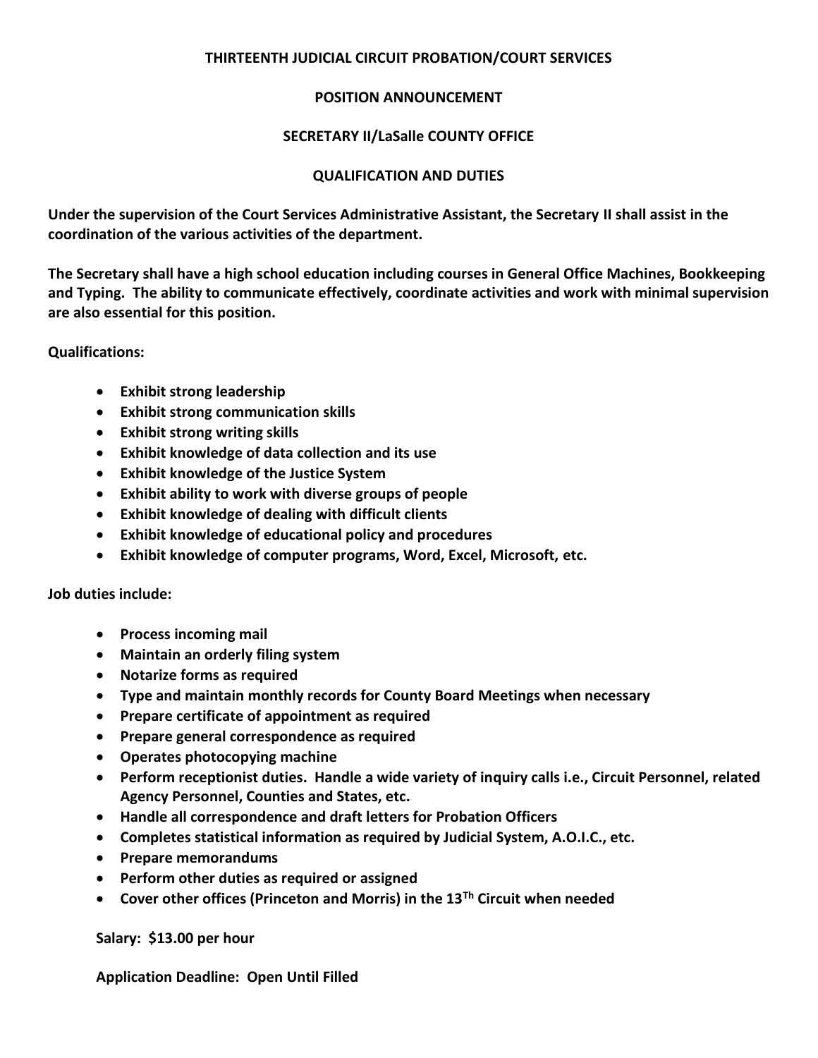# THIRTEENTH JUDICIAL CIRCUIT PROBATION/COURT SERVICES

## POSITION ANNOUNCEMENT

## SECRETARY II/LaSalle COUNTY OFFICE

## QUALIFICATION AND DUTIES

**Under the supervision of the Court Services Administrative Assistant, the Secretary II shall assist in the coordination of the various activities of the department.**

**The Secretary shall have a high school education including courses in General Office Machines, Bookkeeping and Typing. The ability to communicate effectively, coordinate activities and work with minimal supervision are also essential for this position.**

**Qualifications:**

- **Exhibit strong leadership**
- **Exhibit strong communication skills**
- **Exhibit strong writing skills**
- **Exhibit knowledge of data collection and its use**
- **Exhibit knowledge of the Justice System**
- **Exhibit ability to work with diverse groups of people**
- **Exhibit knowledge of dealing with difficult clients**
- **Exhibit knowledge of educational policy and procedures**
- **Exhibit knowledge of computer programs, Word, Excel, Microsoft, etc.**

**Job duties include:**

- **Process incoming mail**
- **Maintain an orderly filing system**
- **Notarize forms as required**
- **Type and maintain monthly records for County Board Meetings when necessary**
- **Prepare certificate of appointment as required**
- **Prepare general correspondence as required**
- **Operates photocopying machine**
- **Perform receptionist duties. Handle a wide variety of inquiry calls i.e., Circuit Personnel, related Agency Personnel, Counties and States, etc.**
- **Handle all correspondence and draft letters for Probation Officers**
- **Completes statistical information as required by Judicial System, A.O.I.C., etc.**
- **Prepare memorandums**
- **Perform other duties as required or assigned**
- **Cover other offices (Princeton and Morris) in the 13Th Circuit when needed**

**Salary: $13.00 per hour**

**Application Deadline: Open Until Filled**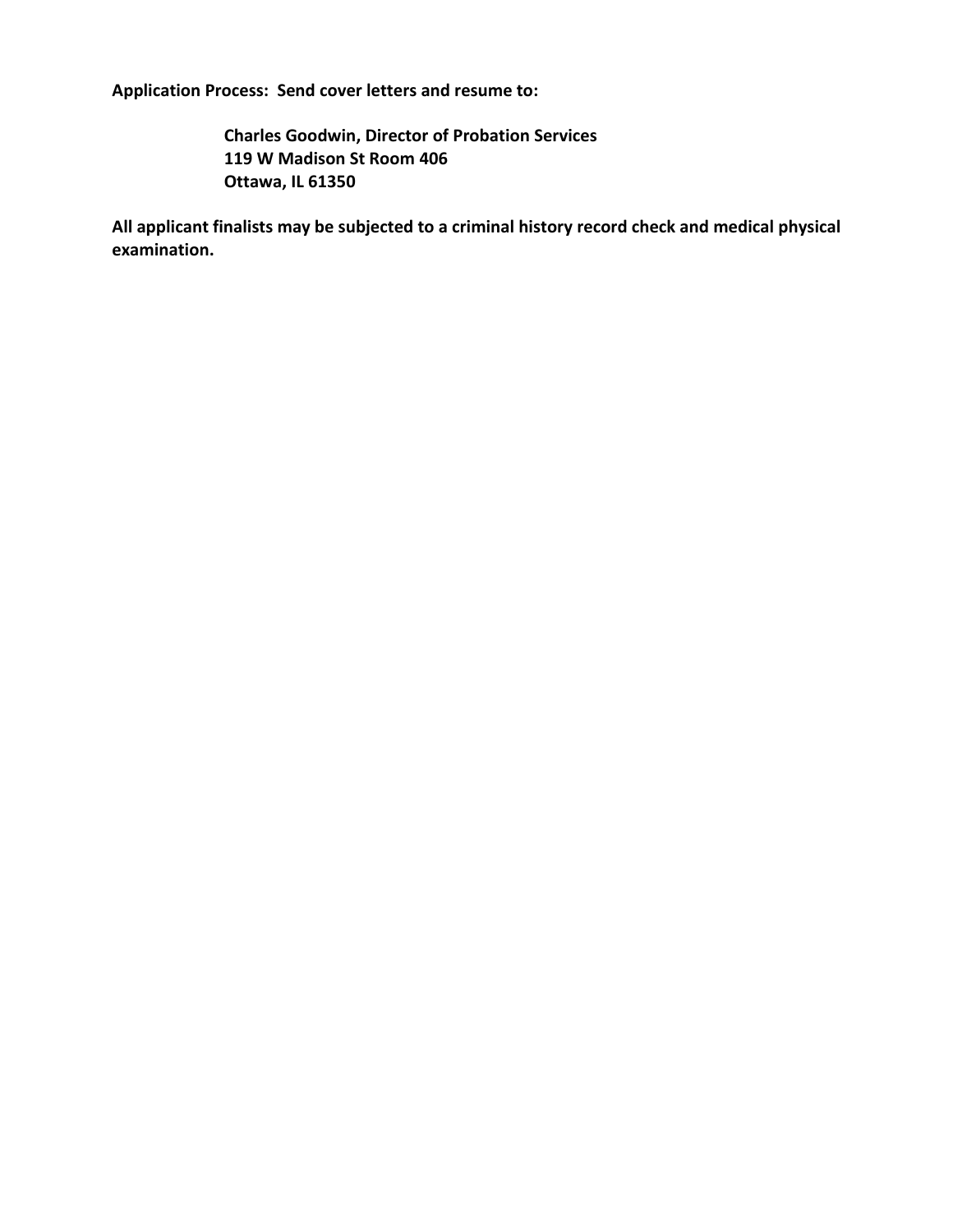**Application Process: Send cover letters and resume to:**

> **Charles Goodwin, Director of Probation Services**
> **119 W Madison St Room 406**
> **Ottawa, IL 61350**

**All applicant finalists may be subjected to a criminal history record check and medical physical examination.**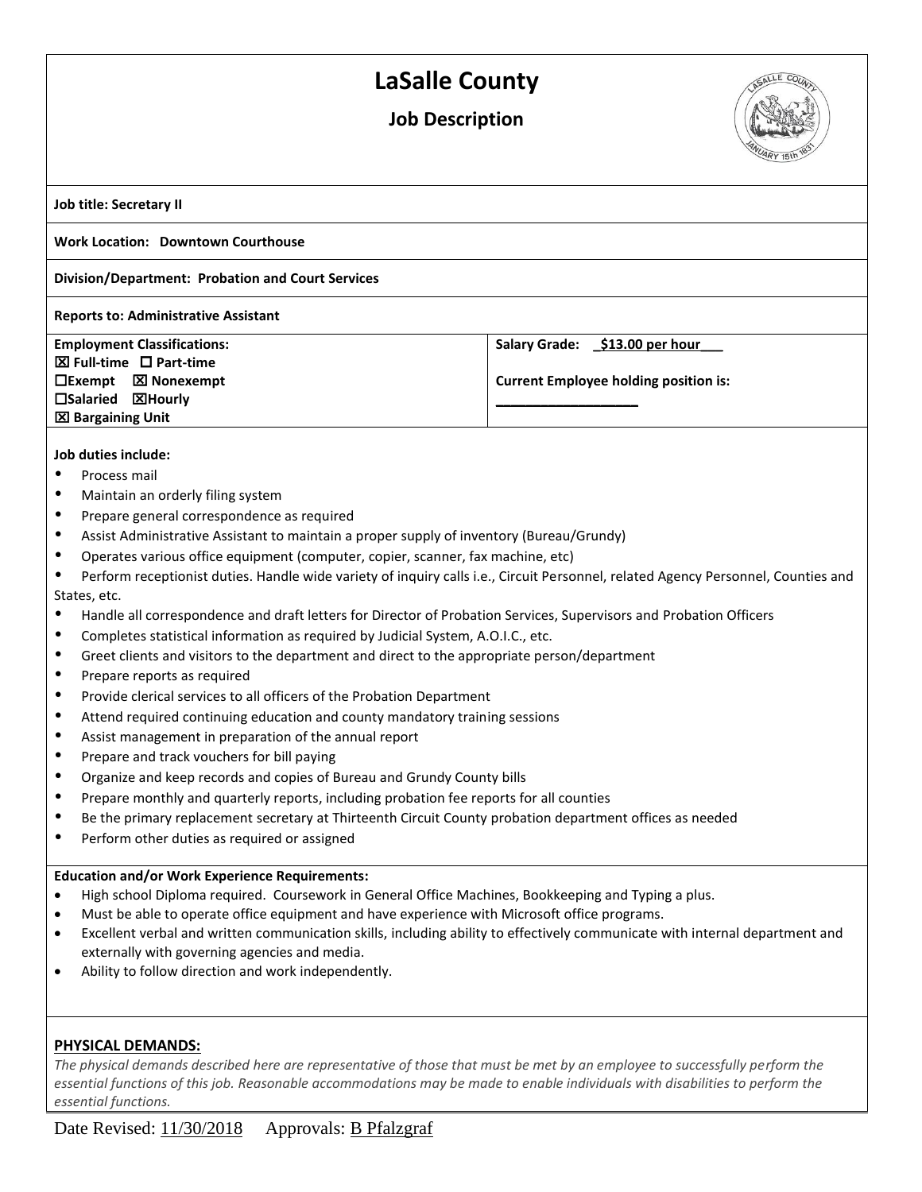# LaSalle County

## Job Description

**Job title: Secretary II**

**Work Location: Downtown Courthouse**

**Division/Department: Probation and Court Services**

**Reports to: Administrative Assistant**

| **Employment Classifications:** | **Salary Grade: _$13.00 per hour___** |
|---|---|
| ☒ **Full-time** ☐ **Part-time** | |
| ☐**Exempt** ☒ **Nonexempt** | **Current Employee holding position is:** |
| ☐**Salaried** ☒**Hourly** | ___________________ |
| ☒ **Bargaining Unit** | |

**Job duties include:**

- Process mail
- Maintain an orderly filing system
- Prepare general correspondence as required
- Assist Administrative Assistant to maintain a proper supply of inventory (Bureau/Grundy)
- Operates various office equipment (computer, copier, scanner, fax machine, etc)
- Perform receptionist duties. Handle wide variety of inquiry calls i.e., Circuit Personnel, related Agency Personnel, Counties and States, etc.
- Handle all correspondence and draft letters for Director of Probation Services, Supervisors and Probation Officers
- Completes statistical information as required by Judicial System, A.O.I.C., etc.
- Greet clients and visitors to the department and direct to the appropriate person/department
- Prepare reports as required
- Provide clerical services to all officers of the Probation Department
- Attend required continuing education and county mandatory training sessions
- Assist management in preparation of the annual report
- Prepare and track vouchers for bill paying
- Organize and keep records and copies of Bureau and Grundy County bills
- Prepare monthly and quarterly reports, including probation fee reports for all counties
- Be the primary replacement secretary at Thirteenth Circuit County probation department offices as needed
- Perform other duties as required or assigned

**Education and/or Work Experience Requirements:**

- High school Diploma required. Coursework in General Office Machines, Bookkeeping and Typing a plus.
- Must be able to operate office equipment and have experience with Microsoft office programs.
- Excellent verbal and written communication skills, including ability to effectively communicate with internal department and externally with governing agencies and media.
- Ability to follow direction and work independently.

**PHYSICAL DEMANDS:**

*The physical demands described here are representative of those that must be met by an employee to successfully perform the essential functions of this job. Reasonable accommodations may be made to enable individuals with disabilities to perform the essential functions.*

Date Revised: 11/30/2018 Approvals: B Pfalzgraf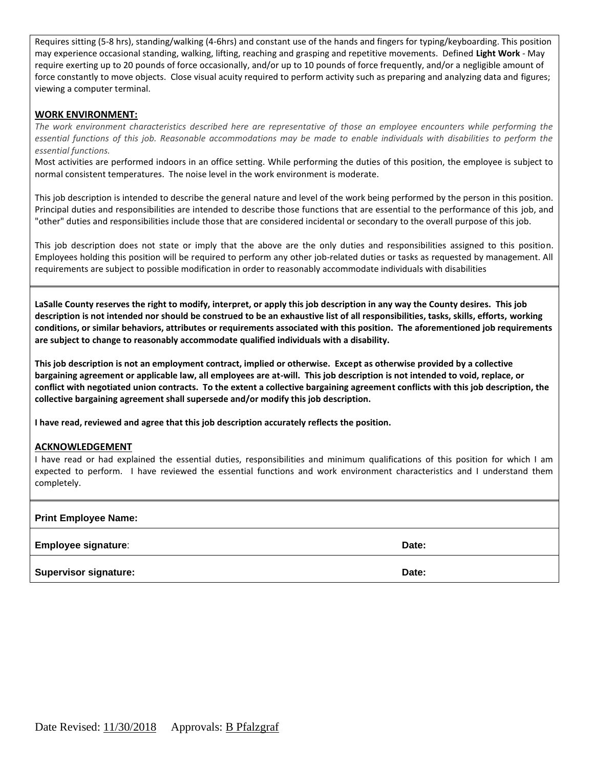Requires sitting (5-8 hrs), standing/walking (4-6hrs) and constant use of the hands and fingers for typing/keyboarding. This position may experience occasional standing, walking, lifting, reaching and grasping and repetitive movements. Defined **Light Work** - May require exerting up to 20 pounds of force occasionally, and/or up to 10 pounds of force frequently, and/or a negligible amount of force constantly to move objects. Close visual acuity required to perform activity such as preparing and analyzing data and figures; viewing a computer terminal.

## WORK ENVIRONMENT:

*The work environment characteristics described here are representative of those an employee encounters while performing the essential functions of this job. Reasonable accommodations may be made to enable individuals with disabilities to perform the essential functions.*

Most activities are performed indoors in an office setting. While performing the duties of this position, the employee is subject to normal consistent temperatures. The noise level in the work environment is moderate.

This job description is intended to describe the general nature and level of the work being performed by the person in this position. Principal duties and responsibilities are intended to describe those functions that are essential to the performance of this job, and "other" duties and responsibilities include those that are considered incidental or secondary to the overall purpose of this job.

This job description does not state or imply that the above are the only duties and responsibilities assigned to this position. Employees holding this position will be required to perform any other job-related duties or tasks as requested by management. All requirements are subject to possible modification in order to reasonably accommodate individuals with disabilities

**LaSalle County reserves the right to modify, interpret, or apply this job description in any way the County desires. This job description is not intended nor should be construed to be an exhaustive list of all responsibilities, tasks, skills, efforts, working conditions, or similar behaviors, attributes or requirements associated with this position. The aforementioned job requirements are subject to change to reasonably accommodate qualified individuals with a disability.**

**This job description is not an employment contract, implied or otherwise. Except as otherwise provided by a collective bargaining agreement or applicable law, all employees are at-will. This job description is not intended to void, replace, or conflict with negotiated union contracts. To the extent a collective bargaining agreement conflicts with this job description, the collective bargaining agreement shall supersede and/or modify this job description.**

**I have read, reviewed and agree that this job description accurately reflects the position.**

## ACKNOWLEDGEMENT

I have read or had explained the essential duties, responsibilities and minimum qualifications of this position for which I am expected to perform. I have reviewed the essential functions and work environment characteristics and I understand them completely.

| | |
|---|---|
| **Print Employee Name:** | |
| **Employee signature**: | **Date:** |
| **Supervisor signature:** | **Date:** |

Date Revised: 11/30/2018 Approvals: B Pfalzgraf